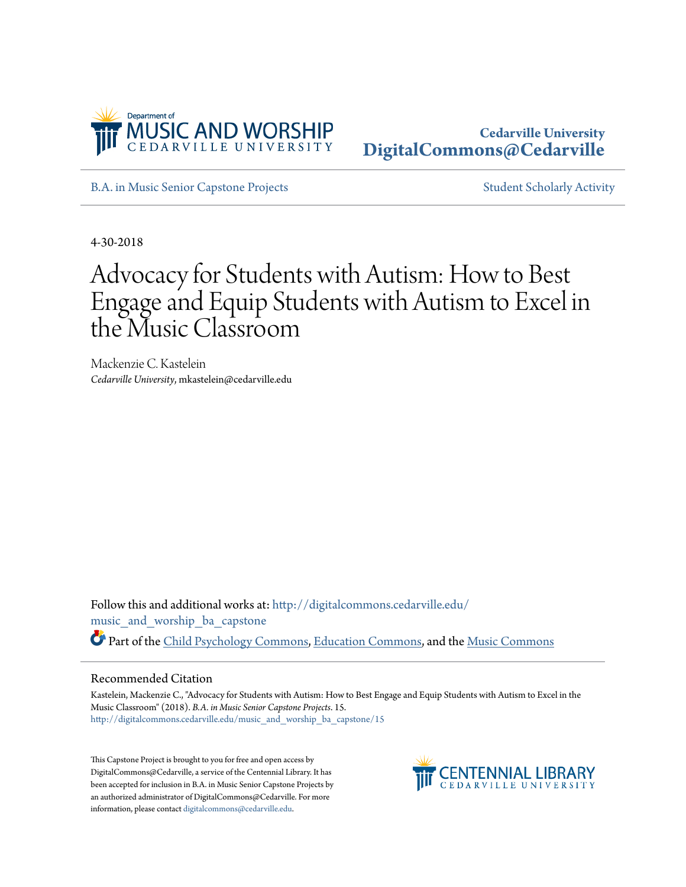Department of
MUSIC AND WORSHIP
CEDARVILLE UNIVERSITY

**Cedarville University**
**DigitalCommons@Cedarville**

B.A. in Music Senior Capstone Projects

Student Scholarly Activity

4-30-2018

# Advocacy for Students with Autism: How to Best Engage and Equip Students with Autism to Excel in the Music Classroom

Mackenzie C. Kastelein
*Cedarville University*, mkastelein@cedarville.edu

Follow this and additional works at: http://digitalcommons.cedarville.edu/music_and_worship_ba_capstone

Part of the Child Psychology Commons, Education Commons, and the Music Commons

## Recommended Citation

Kastelein, Mackenzie C., "Advocacy for Students with Autism: How to Best Engage and Equip Students with Autism to Excel in the Music Classroom" (2018). *B.A. in Music Senior Capstone Projects*. 15.
http://digitalcommons.cedarville.edu/music_and_worship_ba_capstone/15

This Capstone Project is brought to you for free and open access by DigitalCommons@Cedarville, a service of the Centennial Library. It has been accepted for inclusion in B.A. in Music Senior Capstone Projects by an authorized administrator of DigitalCommons@Cedarville. For more information, please contact digitalcommons@cedarville.edu.

CENTENNIAL LIBRARY
CEDARVILLE UNIVERSITY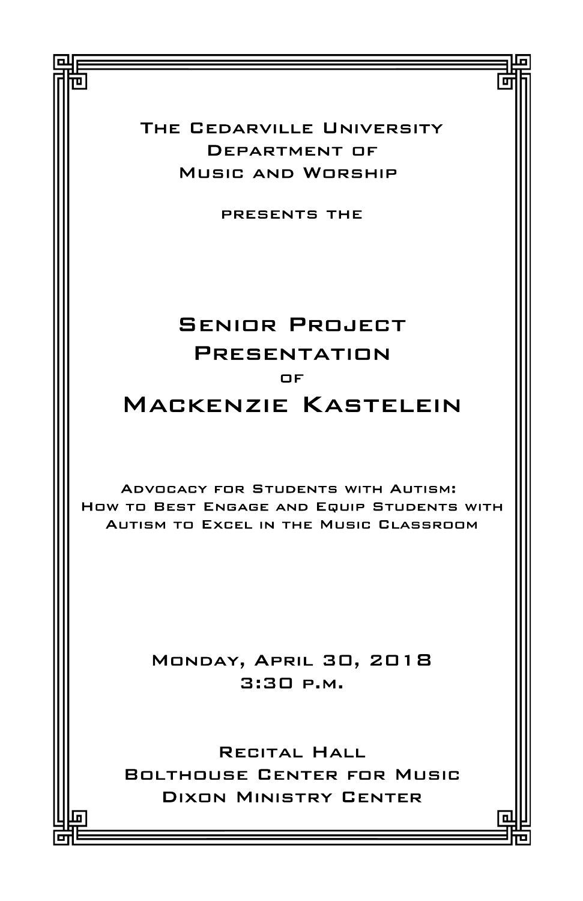The Cedarville University
Department of
Music and Worship

presents the

# Senior Project Presentation

of

# Mackenzie Kastelein

Advocacy for Students with Autism:
How to Best Engage and Equip Students with Autism to Excel in the Music Classroom

Monday, April 30, 2018
3:30 p.m.

Recital Hall
Bolthouse Center for Music
Dixon Ministry Center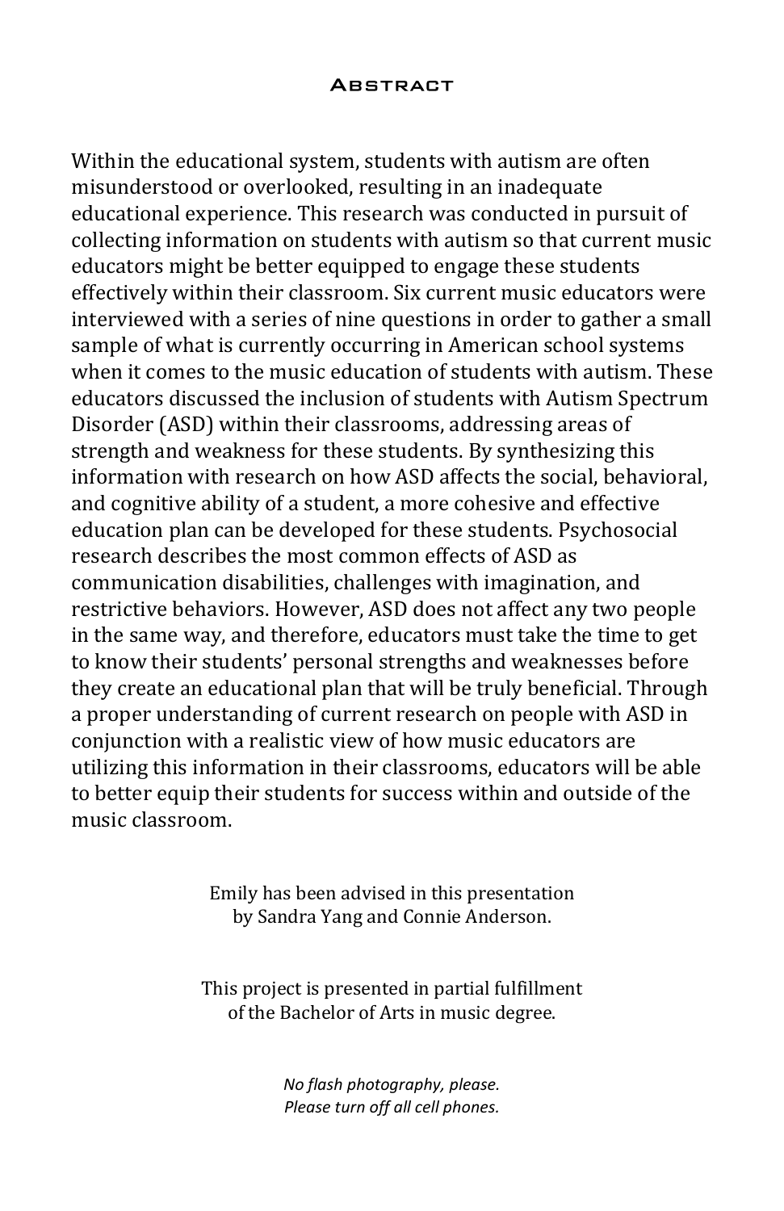# Abstract

Within the educational system, students with autism are often misunderstood or overlooked, resulting in an inadequate educational experience. This research was conducted in pursuit of collecting information on students with autism so that current music educators might be better equipped to engage these students effectively within their classroom. Six current music educators were interviewed with a series of nine questions in order to gather a small sample of what is currently occurring in American school systems when it comes to the music education of students with autism. These educators discussed the inclusion of students with Autism Spectrum Disorder (ASD) within their classrooms, addressing areas of strength and weakness for these students. By synthesizing this information with research on how ASD affects the social, behavioral, and cognitive ability of a student, a more cohesive and effective education plan can be developed for these students. Psychosocial research describes the most common effects of ASD as communication disabilities, challenges with imagination, and restrictive behaviors. However, ASD does not affect any two people in the same way, and therefore, educators must take the time to get to know their students' personal strengths and weaknesses before they create an educational plan that will be truly beneficial. Through a proper understanding of current research on people with ASD in conjunction with a realistic view of how music educators are utilizing this information in their classrooms, educators will be able to better equip their students for success within and outside of the music classroom.

Emily has been advised in this presentation
by Sandra Yang and Connie Anderson.

This project is presented in partial fulfillment
of the Bachelor of Arts in music degree.

*No flash photography, please.*
*Please turn off all cell phones.*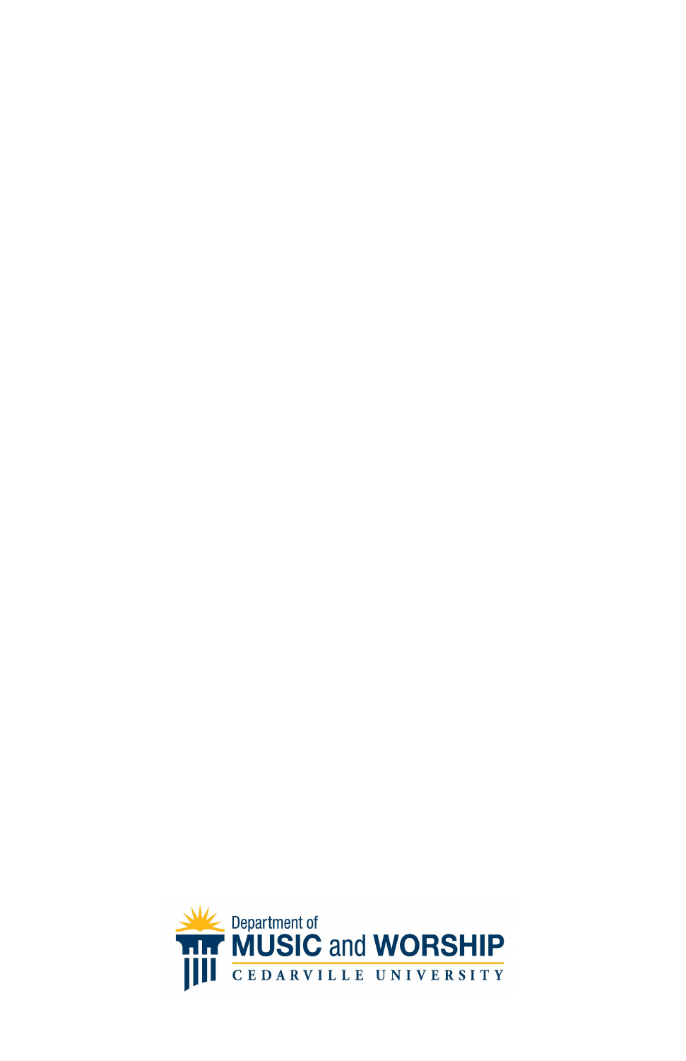Department of
MUSIC and WORSHIP
CEDARVILLE UNIVERSITY